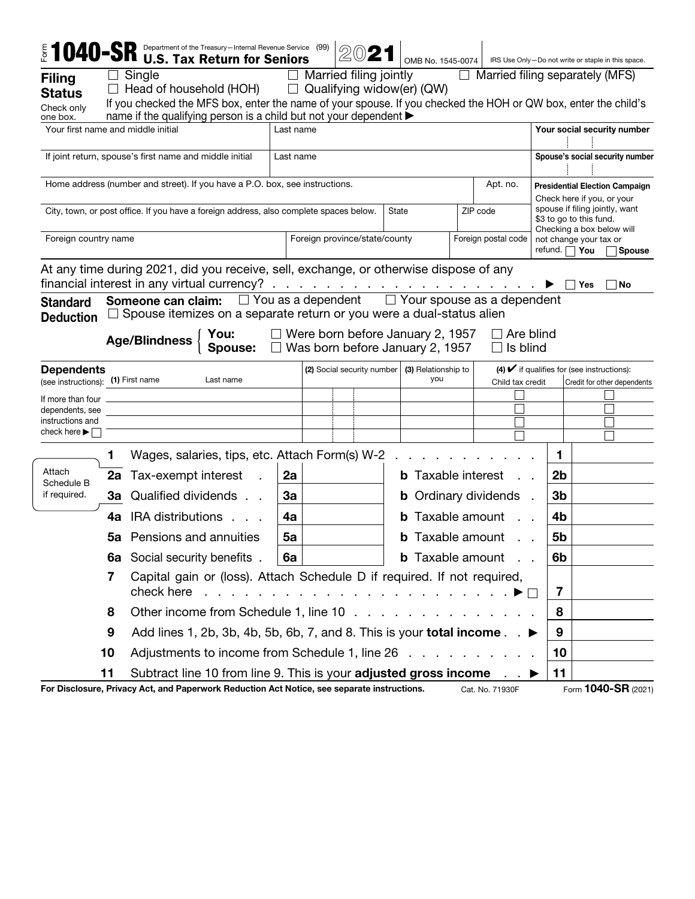# Form 1040-SR U.S. Tax Return for Seniors 2021

Department of the Treasury—Internal Revenue Service (99)

OMB No. 1545-0074

IRS Use Only—Do not write or staple in this space.

**Filing Status** Check only one box.

☐ Single ☐ Married filing jointly ☐ Married filing separately (MFS)
☐ Head of household (HOH) ☐ Qualifying widow(er) (QW)

If you checked the MFS box, enter the name of your spouse. If you checked the HOH or QW box, enter the child's name if the qualifying person is a child but not your dependent ▶

| Your first name and middle initial | Last name | Your social security number |
|---|---|---|
| If joint return, spouse's first name and middle initial | Last name | Spouse's social security number |

| Home address (number and street). If you have a P.O. box, see instructions. | | | Apt. no. |
|---|---|---|---|
| City, town, or post office. If you have a foreign address, also complete spaces below. | State | ZIP code | |
| Foreign country name | Foreign province/state/county | Foreign postal code | |

**Presidential Election Campaign** Check here if you, or your spouse if filing jointly, want $3 to go to this fund. Checking a box below will not change your tax or refund. ☐ You ☐ Spouse

At any time during 2021, did you receive, sell, exchange, or otherwise dispose of any financial interest in any virtual currency? . . . . . ▶ ☐ Yes ☐ No

**Standard Deduction**

**Someone can claim:** ☐ You as a dependent ☐ Your spouse as a dependent
☐ Spouse itemizes on a separate return or you were a dual-status alien

**Age/Blindness**
**You:** ☐ Were born before January 2, 1957 ☐ Are blind
**Spouse:** ☐ Was born before January 2, 1957 ☐ Is blind

**Dependents** (see instructions): If more than four dependents, see instructions and check here ▶ ☐

| (1) First name Last name | (2) Social security number | (3) Relationship to you | (4) ✔ if qualifies for (see instructions): Child tax credit | Credit for other dependents |
|---|---|---|---|---|
| | | | ☐ | ☐ |
| | | | ☐ | ☐ |
| | | | ☐ | ☐ |
| | | | ☐ | ☐ |

Attach Schedule B if required.

| Line | Description | | | | Line | Amount |
|---|---|---|---|---|---|---|
| 1 | Wages, salaries, tips, etc. Attach Form(s) W-2 . . . . . | | | | 1 | |
| 2a | Tax-exempt interest . | 2a | | **b** Taxable interest . . | 2b | |
| 3a | Qualified dividends . . | 3a | | **b** Ordinary dividends . | 3b | |
| 4a | IRA distributions . . . | 4a | | **b** Taxable amount . . | 4b | |
| 5a | Pensions and annuities | 5a | | **b** Taxable amount . . | 5b | |
| 6a | Social security benefits . | 6a | | **b** Taxable amount . . | 6b | |
| 7 | Capital gain or (loss). Attach Schedule D if required. If not required, check here . . . . . ▶ ☐ | | | | 7 | |
| 8 | Other income from Schedule 1, line 10 . . . . . | | | | 8 | |
| 9 | Add lines 1, 2b, 3b, 4b, 5b, 6b, 7, and 8. This is your **total income** . . ▶ | | | | 9 | |
| 10 | Adjustments to income from Schedule 1, line 26 . . . . . | | | | 10 | |
| 11 | Subtract line 10 from line 9. This is your **adjusted gross income** . . ▶ | | | | 11 | |

**For Disclosure, Privacy Act, and Paperwork Reduction Act Notice, see separate instructions.** Cat. No. 71930F Form **1040-SR** (2021)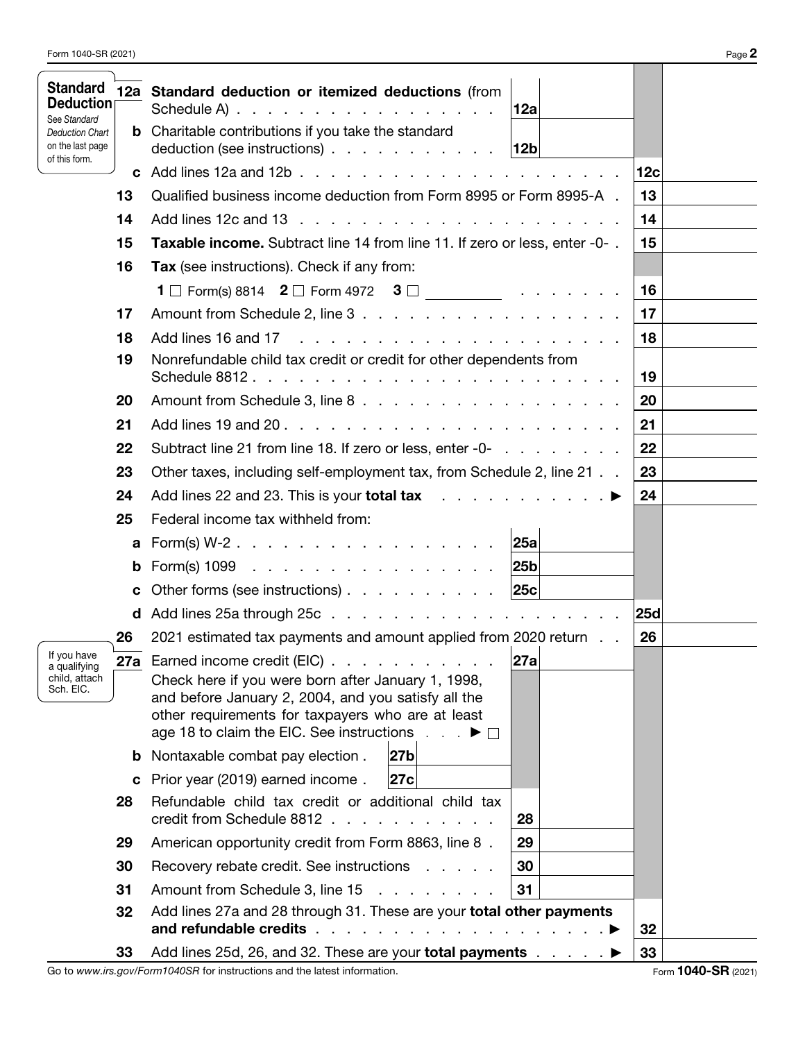| | Line | Description | | | | |
|---|---|---|---|---|---|---|
| **Standard Deduction** See *Standard Deduction Chart* on the last page of this form. | **12a** | **Standard deduction or itemized deductions** (from Schedule A) | **12a** | | | |
| | **b** | Charitable contributions if you take the standard deduction (see instructions) | **12b** | | | |
| | **c** | Add lines 12a and 12b | | | **12c** | |
| | **13** | Qualified business income deduction from Form 8995 or Form 8995-A | | | **13** | |
| | **14** | Add lines 12c and 13 | | | **14** | |
| | **15** | **Taxable income.** Subtract line 14 from line 11. If zero or less, enter -0- | | | **15** | |
| | **16** | **Tax** (see instructions). Check if any from: **1** ☐ Form(s) 8814 **2** ☐ Form 4972 **3** ☐ ________ | | | **16** | |
| | **17** | Amount from Schedule 2, line 3 | | | **17** | |
| | **18** | Add lines 16 and 17 | | | **18** | |
| | **19** | Nonrefundable child tax credit or credit for other dependents from Schedule 8812 | | | **19** | |
| | **20** | Amount from Schedule 3, line 8 | | | **20** | |
| | **21** | Add lines 19 and 20 | | | **21** | |
| | **22** | Subtract line 21 from line 18. If zero or less, enter -0- | | | **22** | |
| | **23** | Other taxes, including self-employment tax, from Schedule 2, line 21 | | | **23** | |
| | **24** | Add lines 22 and 23. This is your **total tax** ▶ | | | **24** | |
| | **25** | Federal income tax withheld from: | | | | |
| | **a** | Form(s) W-2 | **25a** | | | |
| | **b** | Form(s) 1099 | **25b** | | | |
| | **c** | Other forms (see instructions) | **25c** | | | |
| | **d** | Add lines 25a through 25c | | | **25d** | |
| | **26** | 2021 estimated tax payments and amount applied from 2020 return | | | **26** | |
| If you have a qualifying child, attach Sch. EIC. | **27a** | Earned income credit (EIC) | **27a** | | | |
| | | Check here if you were born after January 1, 1998, and before January 2, 2004, and you satisfy all the other requirements for taxpayers who are at least age 18 to claim the EIC. See instructions ▶ ☐ | | | | |
| | **b** | Nontaxable combat pay election . **27b** | | | | |
| | **c** | Prior year (2019) earned income . **27c** | | | | |
| | **28** | Refundable child tax credit or additional child tax credit from Schedule 8812 | **28** | | | |
| | **29** | American opportunity credit from Form 8863, line 8 | **29** | | | |
| | **30** | Recovery rebate credit. See instructions | **30** | | | |
| | **31** | Amount from Schedule 3, line 15 | **31** | | | |
| | **32** | Add lines 27a and 28 through 31. These are your **total other payments and refundable credits** ▶ | | | **32** | |
| | **33** | Add lines 25d, 26, and 32. These are your **total payments** ▶ | | | **33** | |

Go to *www.irs.gov/Form1040SR* for instructions and the latest information.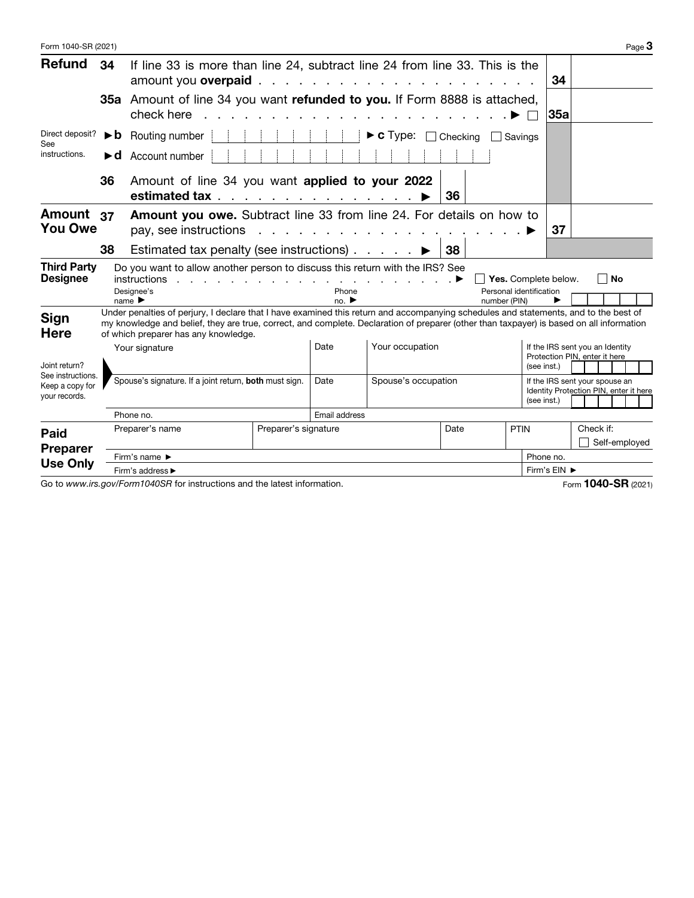## Refund

**34** If line 33 is more than line 24, subtract line 24 from line 33. This is the amount you **overpaid** . . . . . . . . . . . . . . . . . . . . . . **34**

**35a** Amount of line 34 you want **refunded to you.** If Form 8888 is attached, check here . . . . . . . . . . . . . . . . . . . . . ▶ ☐ **35a**

Direct deposit? See instructions.

▶ **b** Routing number ▶ **c** Type: ☐ Checking ☐ Savings

▶ **d** Account number

**36** Amount of line 34 you want **applied to your 2022 estimated tax** . . . . . . . . . . . . . . . ▶ **36**

## Amount You Owe

**37** **Amount you owe.** Subtract line 33 from line 24. For details on how to pay, see instructions . . . . . . . . . . . . . . . . . . . . . ▶ **37**

**38** Estimated tax penalty (see instructions) . . . . . ▶ **38**

## Third Party Designee

Do you want to allow another person to discuss this return with the IRS? See instructions . . . . . . . . . . . . . . . . . . . . . . ▶ ☐ **Yes.** Complete below. ☐ **No**

Designee's name ▶ Phone no. ▶ Personal identification number (PIN) ▶

## Sign Here

Under penalties of perjury, I declare that I have examined this return and accompanying schedules and statements, and to the best of my knowledge and belief, they are true, correct, and complete. Declaration of preparer (other than taxpayer) is based on all information of which preparer has any knowledge.

Joint return? See instructions. Keep a copy for your records.

| Your signature | Date | Your occupation | If the IRS sent you an Identity Protection PIN, enter it here (see inst.) |
|---|---|---|---|
| Spouse's signature. If a joint return, **both** must sign. | Date | Spouse's occupation | If the IRS sent your spouse an Identity Protection PIN, enter it here (see inst.) |
| Phone no. | Email address | | |

## Paid Preparer Use Only

| Preparer's name | Preparer's signature | Date | PTIN | Check if: ☐ Self-employed |
|---|---|---|---|---|
| Firm's name ▶ | | | Phone no. | |
| Firm's address ▶ | | | Firm's EIN ▶ | |

Go to *www.irs.gov/Form1040SR* for instructions and the latest information.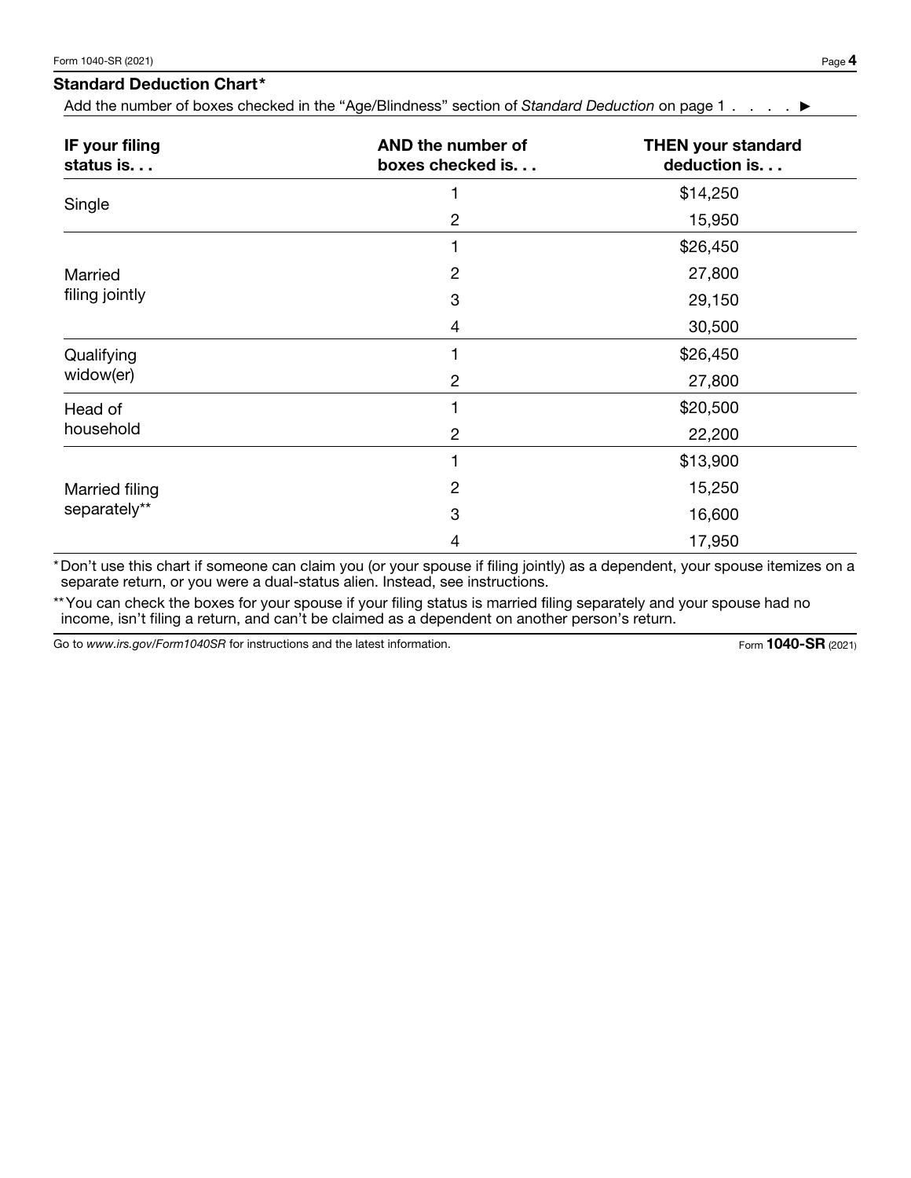## Standard Deduction Chart*

Add the number of boxes checked in the "Age/Blindness" section of *Standard Deduction* on page 1 . . . . . ▶

| IF your filing status is. . . | AND the number of boxes checked is. . . | THEN your standard deduction is. . . |
|---|---|---|
| Single | 1 | $14,250 |
| | 2 | 15,950 |
| Married filing jointly | 1 | $26,450 |
| | 2 | 27,800 |
| | 3 | 29,150 |
| | 4 | 30,500 |
| Qualifying widow(er) | 1 | $26,450 |
| | 2 | 27,800 |
| Head of household | 1 | $20,500 |
| | 2 | 22,200 |
| Married filing separately** | 1 | $13,900 |
| | 2 | 15,250 |
| | 3 | 16,600 |
| | 4 | 17,950 |

* Don't use this chart if someone can claim you (or your spouse if filing jointly) as a dependent, your spouse itemizes on a separate return, or you were a dual-status alien. Instead, see instructions.

** You can check the boxes for your spouse if your filing status is married filing separately and your spouse had no income, isn't filing a return, and can't be claimed as a dependent on another person's return.

Go to *www.irs.gov/Form1040SR* for instructions and the latest information.